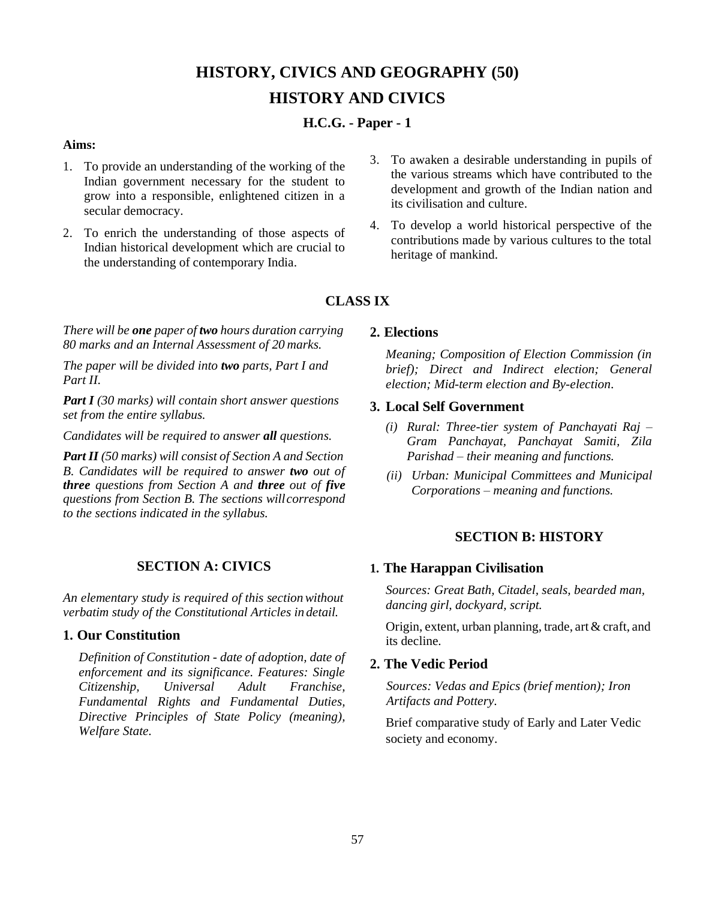# HISTORY, CIVICS AND GEOGRAPHY (50)

## HISTORY AND CIVICS

### H.C.G. - Paper - 1

**Aims:**

1. To provide an understanding of the working of the Indian government necessary for the student to grow into a responsible, enlightened citizen in a secular democracy.
2. To enrich the understanding of those aspects of Indian historical development which are crucial to the understanding of contemporary India.
3. To awaken a desirable understanding in pupils of the various streams which have contributed to the development and growth of the Indian nation and its civilisation and culture.
4. To develop a world historical perspective of the contributions made by various cultures to the total heritage of mankind.

## CLASS IX

*There will be **one** paper of **two** hours duration carrying 80 marks and an Internal Assessment of 20 marks.*

*The paper will be divided into **two** parts, Part I and Part II.*

***Part I** (30 marks) will contain short answer questions set from the entire syllabus.*

*Candidates will be required to answer **all** questions.*

***Part II** (50 marks) will consist of Section A and Section B. Candidates will be required to answer **two** out of **three** questions from Section A and **three** out of **five** questions from Section B. The sections will correspond to the sections indicated in the syllabus.*

## SECTION A: CIVICS

*An elementary study is required of this section without verbatim study of the Constitutional Articles in detail.*

### 1. Our Constitution

*Definition of Constitution - date of adoption, date of enforcement and its significance. Features: Single Citizenship, Universal Adult Franchise, Fundamental Rights and Fundamental Duties, Directive Principles of State Policy (meaning), Welfare State.*

### 2. Elections

*Meaning; Composition of Election Commission (in brief); Direct and Indirect election; General election; Mid-term election and By-election.*

### 3. Local Self Government

*(i) Rural: Three-tier system of Panchayati Raj – Gram Panchayat, Panchayat Samiti, Zila Parishad – their meaning and functions.*

*(ii) Urban: Municipal Committees and Municipal Corporations – meaning and functions.*

## SECTION B: HISTORY

### 1. The Harappan Civilisation

*Sources: Great Bath, Citadel, seals, bearded man, dancing girl, dockyard, script.*

Origin, extent, urban planning, trade, art & craft, and its decline.

### 2. The Vedic Period

*Sources: Vedas and Epics (brief mention); Iron Artifacts and Pottery.*

Brief comparative study of Early and Later Vedic society and economy.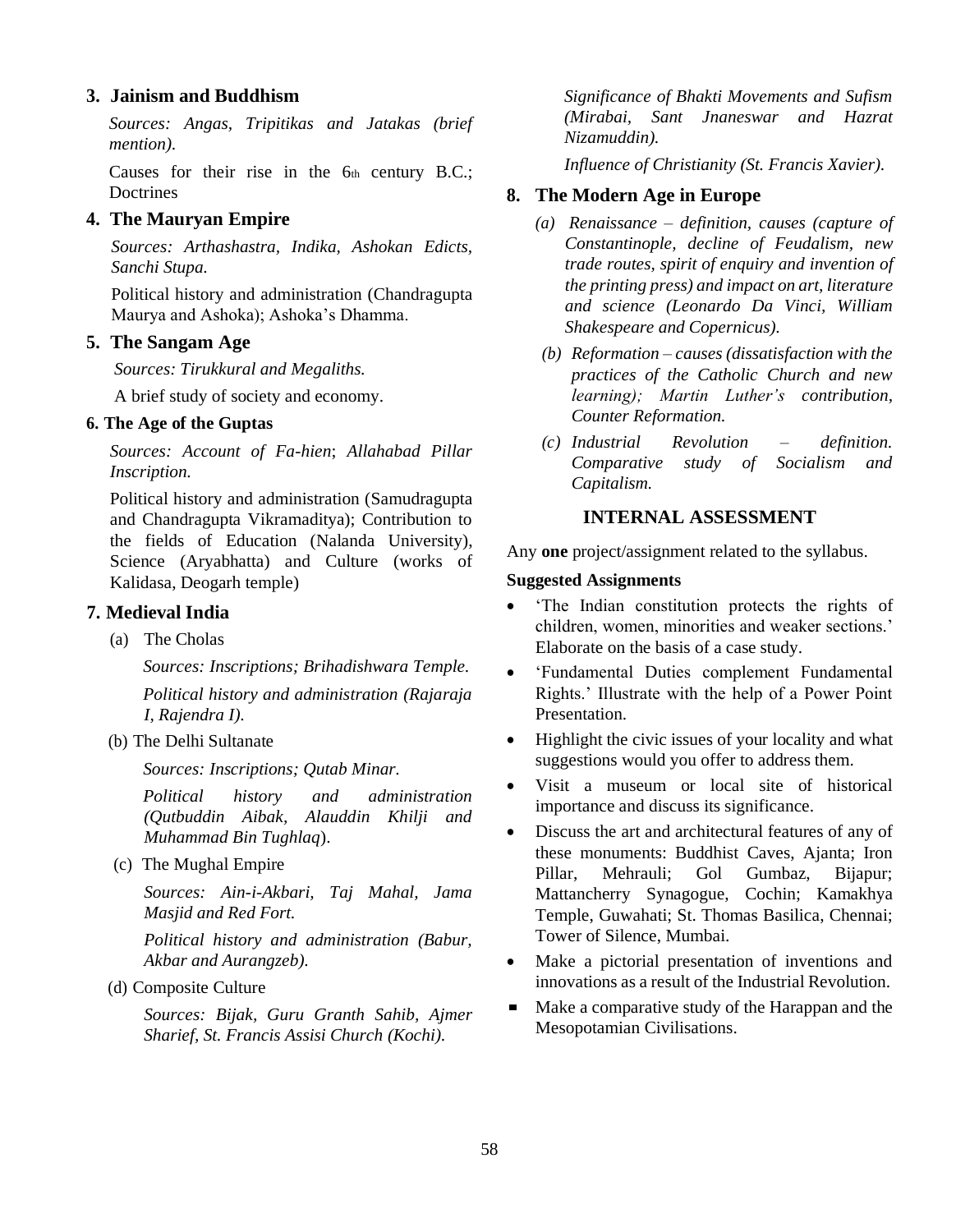### 3. Jainism and Buddhism

*Sources: Angas, Tripitikas and Jatakas (brief mention).*

Causes for their rise in the 6th century B.C.; Doctrines

### 4. The Mauryan Empire

*Sources: Arthashastra, Indika, Ashokan Edicts, Sanchi Stupa.*

Political history and administration (Chandragupta Maurya and Ashoka); Ashoka's Dhamma.

### 5. The Sangam Age

*Sources: Tirukkural and Megaliths.*

A brief study of society and economy.

### 6. The Age of the Guptas

*Sources: Account of Fa-hien*; *Allahabad Pillar Inscription.*

Political history and administration (Samudragupta and Chandragupta Vikramaditya); Contribution to the fields of Education (Nalanda University), Science (Aryabhatta) and Culture (works of Kalidasa, Deogarh temple)

### 7. Medieval India

(a) The Cholas

*Sources: Inscriptions; Brihadishwara Temple.*

*Political history and administration (Rajaraja I, Rajendra I).*

(b) The Delhi Sultanate

*Sources: Inscriptions; Qutab Minar.*

*Political history and administration (Qutbuddin Aibak, Alauddin Khilji and Muhammad Bin Tughlaq*).

(c) The Mughal Empire

*Sources: Ain-i-Akbari, Taj Mahal, Jama Masjid and Red Fort.*

*Political history and administration (Babur, Akbar and Aurangzeb).*

(d) Composite Culture

*Sources: Bijak, Guru Granth Sahib, Ajmer Sharief, St. Francis Assisi Church (Kochi).*

*Significance of Bhakti Movements and Sufism (Mirabai, Sant Jnaneswar and Hazrat Nizamuddin).*

*Influence of Christianity (St. Francis Xavier).*

### 8. The Modern Age in Europe

*(a) Renaissance – definition, causes (capture of Constantinople, decline of Feudalism, new trade routes, spirit of enquiry and invention of the printing press) and impact on art, literature and science (Leonardo Da Vinci, William Shakespeare and Copernicus).*

*(b) Reformation – causes (dissatisfaction with the practices of the Catholic Church and new learning); Martin Luther's contribution, Counter Reformation.*

*(c) Industrial Revolution – definition. Comparative study of Socialism and Capitalism.*

## INTERNAL ASSESSMENT

Any **one** project/assignment related to the syllabus.

**Suggested Assignments**

- 'The Indian constitution protects the rights of children, women, minorities and weaker sections.' Elaborate on the basis of a case study.
- 'Fundamental Duties complement Fundamental Rights.' Illustrate with the help of a Power Point Presentation.
- Highlight the civic issues of your locality and what suggestions would you offer to address them.
- Visit a museum or local site of historical importance and discuss its significance.
- Discuss the art and architectural features of any of these monuments: Buddhist Caves, Ajanta; Iron Pillar, Mehrauli; Gol Gumbaz, Bijapur; Mattancherry Synagogue, Cochin; Kamakhya Temple, Guwahati; St. Thomas Basilica, Chennai; Tower of Silence, Mumbai.
- Make a pictorial presentation of inventions and innovations as a result of the Industrial Revolution.
- Make a comparative study of the Harappan and the Mesopotamian Civilisations.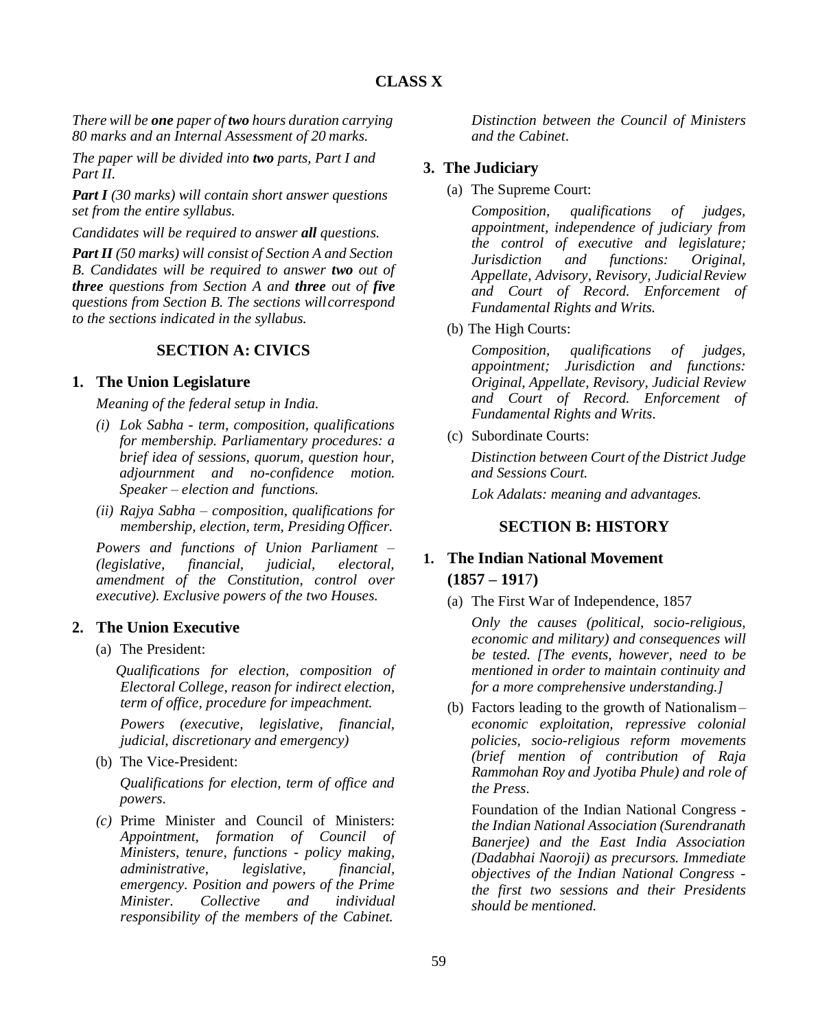# CLASS X

*There will be **one** paper of **two** hours duration carrying 80 marks and an Internal Assessment of 20 marks.*

*The paper will be divided into **two** parts, Part I and Part II.*

***Part I** (30 marks) will contain short answer questions set from the entire syllabus.*

*Candidates will be required to answer **all** questions.*

***Part II** (50 marks) will consist of Section A and Section B. Candidates will be required to answer **two** out of **three** questions from Section A and **three** out of **five** questions from Section B. The sections will correspond to the sections indicated in the syllabus.*

## SECTION A: CIVICS

### 1. The Union Legislature

*Meaning of the federal setup in India.*

- *(i) Lok Sabha - term, composition, qualifications for membership. Parliamentary procedures: a brief idea of sessions, quorum, question hour, adjournment and no-confidence motion. Speaker – election and functions.*
- *(ii) Rajya Sabha – composition, qualifications for membership, election, term, Presiding Officer.*

*Powers and functions of Union Parliament – (legislative, financial, judicial, electoral, amendment of the Constitution, control over executive). Exclusive powers of the two Houses.*

### 2. The Union Executive

(a) The President:

*Qualifications for election, composition of Electoral College, reason for indirect election, term of office, procedure for impeachment.*

*Powers (executive, legislative, financial, judicial, discretionary and emergency)*

(b) The Vice-President:

*Qualifications for election, term of office and powers.*

*(c)* Prime Minister and Council of Ministers: *Appointment, formation of Council of Ministers, tenure, functions - policy making, administrative, legislative, financial, emergency. Position and powers of the Prime Minister. Collective and individual responsibility of the members of the Cabinet.*

*Distinction between the Council of Ministers and the Cabinet.*

### 3. The Judiciary

(a) The Supreme Court:

*Composition, qualifications of judges, appointment, independence of judiciary from the control of executive and legislature; Jurisdiction and functions: Original, Appellate, Advisory, Revisory, Judicial Review and Court of Record. Enforcement of Fundamental Rights and Writs.*

(b) The High Courts:

*Composition, qualifications of judges, appointment; Jurisdiction and functions: Original, Appellate, Revisory, Judicial Review and Court of Record. Enforcement of Fundamental Rights and Writs.*

(c) Subordinate Courts:

*Distinction between Court of the District Judge and Sessions Court.*

*Lok Adalats: meaning and advantages.*

## SECTION B: HISTORY

### 1. The Indian National Movement (1857 – 1917)

(a) The First War of Independence, 1857

*Only the causes (political, socio-religious, economic and military) and consequences will be tested. [The events, however, need to be mentioned in order to maintain continuity and for a more comprehensive understanding.]*

(b) Factors leading to the growth of Nationalism – *economic exploitation, repressive colonial policies, socio-religious reform movements (brief mention of contribution of Raja Rammohan Roy and Jyotiba Phule) and role of the Press.*

Foundation of the Indian National Congress - *the Indian National Association (Surendranath Banerjee) and the East India Association (Dadabhai Naoroji) as precursors. Immediate objectives of the Indian National Congress - the first two sessions and their Presidents should be mentioned.*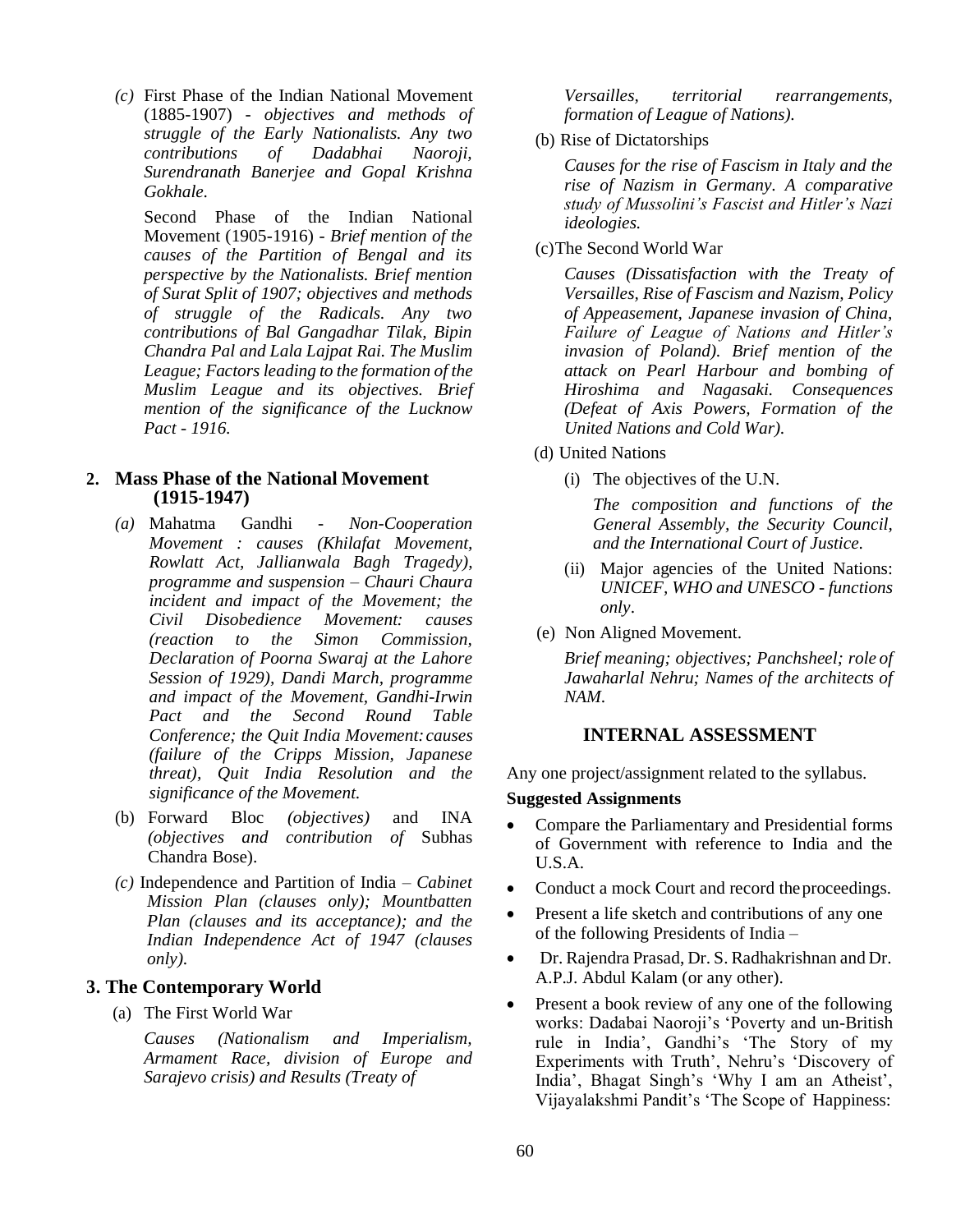*(c)* First Phase of the Indian National Movement (1885-1907) - *objectives and methods of struggle of the Early Nationalists. Any two contributions of Dadabhai Naoroji, Surendranath Banerjee and Gopal Krishna Gokhale.*

Second Phase of the Indian National Movement (1905-1916) - *Brief mention of the causes of the Partition of Bengal and its perspective by the Nationalists. Brief mention of Surat Split of 1907; objectives and methods of struggle of the Radicals. Any two contributions of Bal Gangadhar Tilak, Bipin Chandra Pal and Lala Lajpat Rai. The Muslim League; Factors leading to the formation of the Muslim League and its objectives. Brief mention of the significance of the Lucknow Pact - 1916.*

## 2. Mass Phase of the National Movement (1915-1947)

*(a)* Mahatma Gandhi - *Non-Cooperation Movement : causes (Khilafat Movement, Rowlatt Act, Jallianwala Bagh Tragedy), programme and suspension – Chauri Chaura incident and impact of the Movement; the Civil Disobedience Movement: causes (reaction to the Simon Commission, Declaration of Poorna Swaraj at the Lahore Session of 1929), Dandi March, programme and impact of the Movement, Gandhi-Irwin Pact and the Second Round Table Conference; the Quit India Movement: causes (failure of the Cripps Mission, Japanese threat), Quit India Resolution and the significance of the Movement.*

(b) Forward Bloc *(objectives)* and INA *(objectives and contribution of* Subhas Chandra Bose).

*(c)* Independence and Partition of India – *Cabinet Mission Plan (clauses only); Mountbatten Plan (clauses and its acceptance); and the Indian Independence Act of 1947 (clauses only).*

## 3. The Contemporary World

(a) The First World War

*Causes (Nationalism and Imperialism, Armament Race, division of Europe and Sarajevo crisis) and Results (Treaty of Versailles, territorial rearrangements, formation of League of Nations).*

(b) Rise of Dictatorships

*Causes for the rise of Fascism in Italy and the rise of Nazism in Germany. A comparative study of Mussolini's Fascist and Hitler's Nazi ideologies.*

(c) The Second World War

*Causes (Dissatisfaction with the Treaty of Versailles, Rise of Fascism and Nazism, Policy of Appeasement, Japanese invasion of China, Failure of League of Nations and Hitler's invasion of Poland). Brief mention of the attack on Pearl Harbour and bombing of Hiroshima and Nagasaki. Consequences (Defeat of Axis Powers, Formation of the United Nations and Cold War).*

(d) United Nations

(i) The objectives of the U.N.

*The composition and functions of the General Assembly, the Security Council, and the International Court of Justice.*

(ii) Major agencies of the United Nations: *UNICEF, WHO and UNESCO - functions only*.

(e) Non Aligned Movement.

*Brief meaning; objectives; Panchsheel; role of Jawaharlal Nehru; Names of the architects of NAM.*

## INTERNAL ASSESSMENT

Any one project/assignment related to the syllabus.

**Suggested Assignments**

- Compare the Parliamentary and Presidential forms of Government with reference to India and the U.S.A.
- Conduct a mock Court and record the proceedings.
- Present a life sketch and contributions of any one of the following Presidents of India –
- Dr. Rajendra Prasad, Dr. S. Radhakrishnan and Dr. A.P.J. Abdul Kalam (or any other).
- Present a book review of any one of the following works: Dadabai Naoroji's 'Poverty and un-British rule in India', Gandhi's 'The Story of my Experiments with Truth', Nehru's 'Discovery of India', Bhagat Singh's 'Why I am an Atheist', Vijayalakshmi Pandit's 'The Scope of Happiness: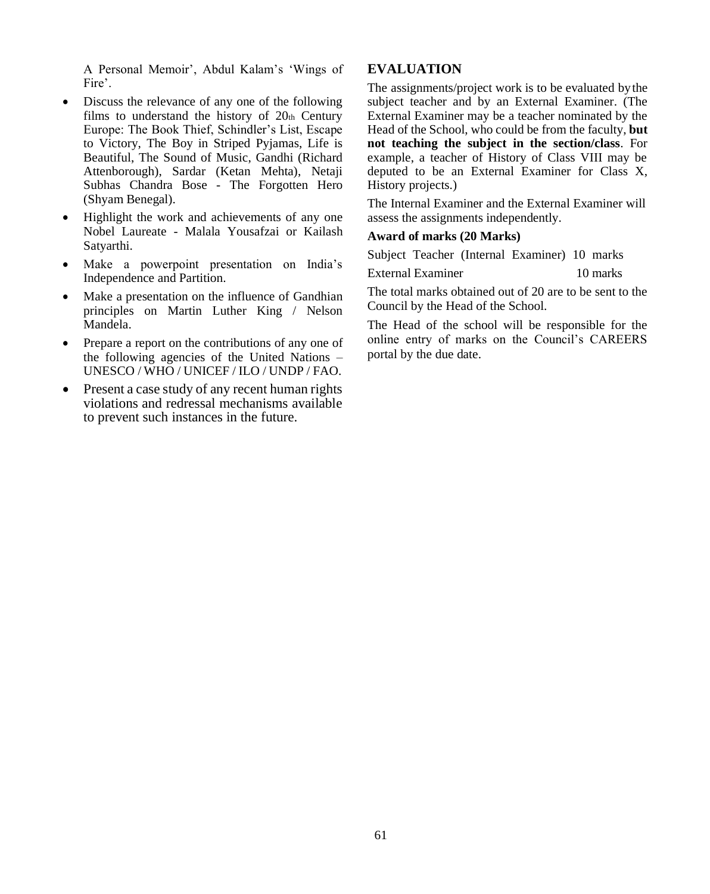A Personal Memoir', Abdul Kalam's 'Wings of Fire'.

- Discuss the relevance of any one of the following films to understand the history of 20th Century Europe: The Book Thief, Schindler's List, Escape to Victory, The Boy in Striped Pyjamas, Life is Beautiful, The Sound of Music, Gandhi (Richard Attenborough), Sardar (Ketan Mehta), Netaji Subhas Chandra Bose - The Forgotten Hero (Shyam Benegal).
- Highlight the work and achievements of any one Nobel Laureate - Malala Yousafzai or Kailash Satyarthi.
- Make a powerpoint presentation on India's Independence and Partition.
- Make a presentation on the influence of Gandhian principles on Martin Luther King / Nelson Mandela.
- Prepare a report on the contributions of any one of the following agencies of the United Nations – UNESCO / WHO / UNICEF / ILO / UNDP / FAO.
- Present a case study of any recent human rights violations and redressal mechanisms available to prevent such instances in the future.

## EVALUATION

The assignments/project work is to be evaluated by the subject teacher and by an External Examiner. (The External Examiner may be a teacher nominated by the Head of the School, who could be from the faculty, **but not teaching the subject in the section/class**. For example, a teacher of History of Class VIII may be deputed to be an External Examiner for Class X, History projects.)

The Internal Examiner and the External Examiner will assess the assignments independently.

**Award of marks (20 Marks)**

| | |
|---|---|
| Subject Teacher (Internal Examiner) | 10 marks |
| External Examiner | 10 marks |

The total marks obtained out of 20 are to be sent to the Council by the Head of the School.

The Head of the school will be responsible for the online entry of marks on the Council's CAREERS portal by the due date.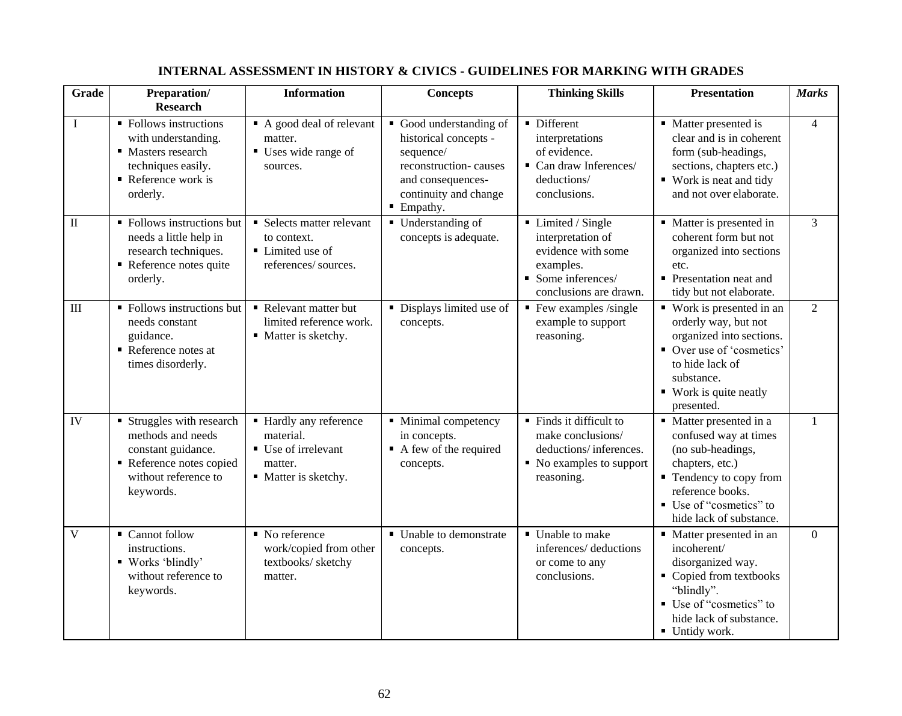**INTERNAL ASSESSMENT IN HISTORY & CIVICS - GUIDELINES FOR MARKING WITH GRADES**

| Grade | Preparation/ Research | Information | Concepts | Thinking Skills | Presentation | *Marks* |
|---|---|---|---|---|---|---|
| I | ▪ Follows instructions with understanding.<br>▪ Masters research techniques easily.<br>▪ Reference work is orderly. | ▪ A good deal of relevant matter.<br>▪ Uses wide range of sources. | ▪ Good understanding of historical concepts - sequence/ reconstruction- causes and consequences- continuity and change<br>▪ Empathy. | ▪ Different interpretations of evidence.<br>▪ Can draw Inferences/ deductions/ conclusions. | ▪ Matter presented is clear and is in coherent form (sub-headings, sections, chapters etc.)<br>▪ Work is neat and tidy and not over elaborate. | 4 |
| II | ▪ Follows instructions but needs a little help in research techniques.<br>▪ Reference notes quite orderly. | ▪ Selects matter relevant to context.<br>▪ Limited use of references/ sources. | ▪ Understanding of concepts is adequate. | ▪ Limited / Single interpretation of evidence with some examples.<br>▪ Some inferences/ conclusions are drawn. | ▪ Matter is presented in coherent form but not organized into sections etc.<br>▪ Presentation neat and tidy but not elaborate. | 3 |
| III | ▪ Follows instructions but needs constant guidance.<br>▪ Reference notes at times disorderly. | ▪ Relevant matter but limited reference work.<br>▪ Matter is sketchy. | ▪ Displays limited use of concepts. | ▪ Few examples /single example to support reasoning. | ▪ Work is presented in an orderly way, but not organized into sections.<br>▪ Over use of 'cosmetics' to hide lack of substance.<br>▪ Work is quite neatly presented. | 2 |
| IV | ▪ Struggles with research methods and needs constant guidance.<br>▪ Reference notes copied without reference to keywords. | ▪ Hardly any reference material.<br>▪ Use of irrelevant matter.<br>▪ Matter is sketchy. | ▪ Minimal competency in concepts.<br>▪ A few of the required concepts. | ▪ Finds it difficult to make conclusions/ deductions/ inferences.<br>▪ No examples to support reasoning. | ▪ Matter presented in a confused way at times (no sub-headings, chapters, etc.)<br>▪ Tendency to copy from reference books.<br>▪ Use of "cosmetics" to hide lack of substance. | 1 |
| V | ▪ Cannot follow instructions.<br>▪ Works 'blindly' without reference to keywords. | ▪ No reference work/copied from other textbooks/ sketchy matter. | ▪ Unable to demonstrate concepts. | ▪ Unable to make inferences/ deductions or come to any conclusions. | ▪ Matter presented in an incoherent/ disorganized way.<br>▪ Copied from textbooks "blindly".<br>▪ Use of "cosmetics" to hide lack of substance.<br>▪ Untidy work. | 0 |